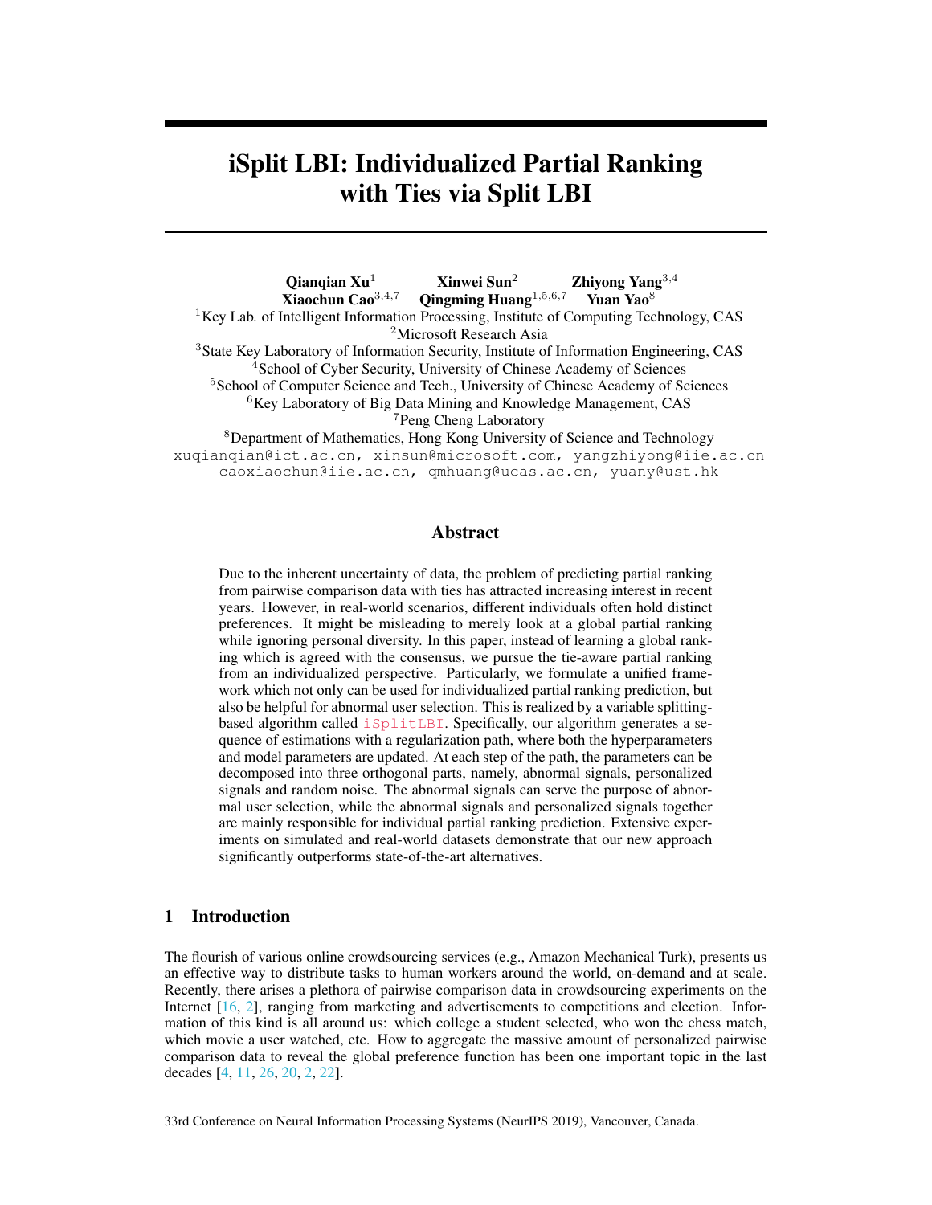# iSplit LBI: Individualized Partial Ranking with Ties via Split LBI

**Qianqian Xu**[1] **Xinwei Sun**[2] **Zhiyong Yang**[3,4]
**Xiaochun Cao**[3,4,7] **Qingming Huang**[1,5,6,7] **Yuan Yao**[8]

[1]Key Lab. of Intelligent Information Processing, Institute of Computing Technology, CAS
[2]Microsoft Research Asia
[3]State Key Laboratory of Information Security, Institute of Information Engineering, CAS
[4]School of Cyber Security, University of Chinese Academy of Sciences
[5]School of Computer Science and Tech., University of Chinese Academy of Sciences
[6]Key Laboratory of Big Data Mining and Knowledge Management, CAS
[7]Peng Cheng Laboratory
[8]Department of Mathematics, Hong Kong University of Science and Technology

xuqianqian@ict.ac.cn, xinsun@microsoft.com, yangzhiyong@iie.ac.cn
caoxiaochun@iie.ac.cn, qmhuang@ucas.ac.cn, yuany@ust.hk

## Abstract

Due to the inherent uncertainty of data, the problem of predicting partial ranking from pairwise comparison data with ties has attracted increasing interest in recent years. However, in real-world scenarios, different individuals often hold distinct preferences. It might be misleading to merely look at a global partial ranking while ignoring personal diversity. In this paper, instead of learning a global ranking which is agreed with the consensus, we pursue the tie-aware partial ranking from an individualized perspective. Particularly, we formulate a unified framework which not only can be used for individualized partial ranking prediction, but also be helpful for abnormal user selection. This is realized by a variable splitting-based algorithm called `iSplitLBI`. Specifically, our algorithm generates a sequence of estimations with a regularization path, where both the hyperparameters and model parameters are updated. At each step of the path, the parameters can be decomposed into three orthogonal parts, namely, abnormal signals, personalized signals and random noise. The abnormal signals can serve the purpose of abnormal user selection, while the abnormal signals and personalized signals together are mainly responsible for individual partial ranking prediction. Extensive experiments on simulated and real-world datasets demonstrate that our new approach significantly outperforms state-of-the-art alternatives.

## 1 Introduction

The flourish of various online crowdsourcing services (e.g., Amazon Mechanical Turk), presents us an effective way to distribute tasks to human workers around the world, on-demand and at scale. Recently, there arises a plethora of pairwise comparison data in crowdsourcing experiments on the Internet [16, 2], ranging from marketing and advertisements to competitions and election. Information of this kind is all around us: which college a student selected, who won the chess match, which movie a user watched, etc. How to aggregate the massive amount of personalized pairwise comparison data to reveal the global preference function has been one important topic in the last decades [4, 11, 26, 20, 2, 22].

33rd Conference on Neural Information Processing Systems (NeurIPS 2019), Vancouver, Canada.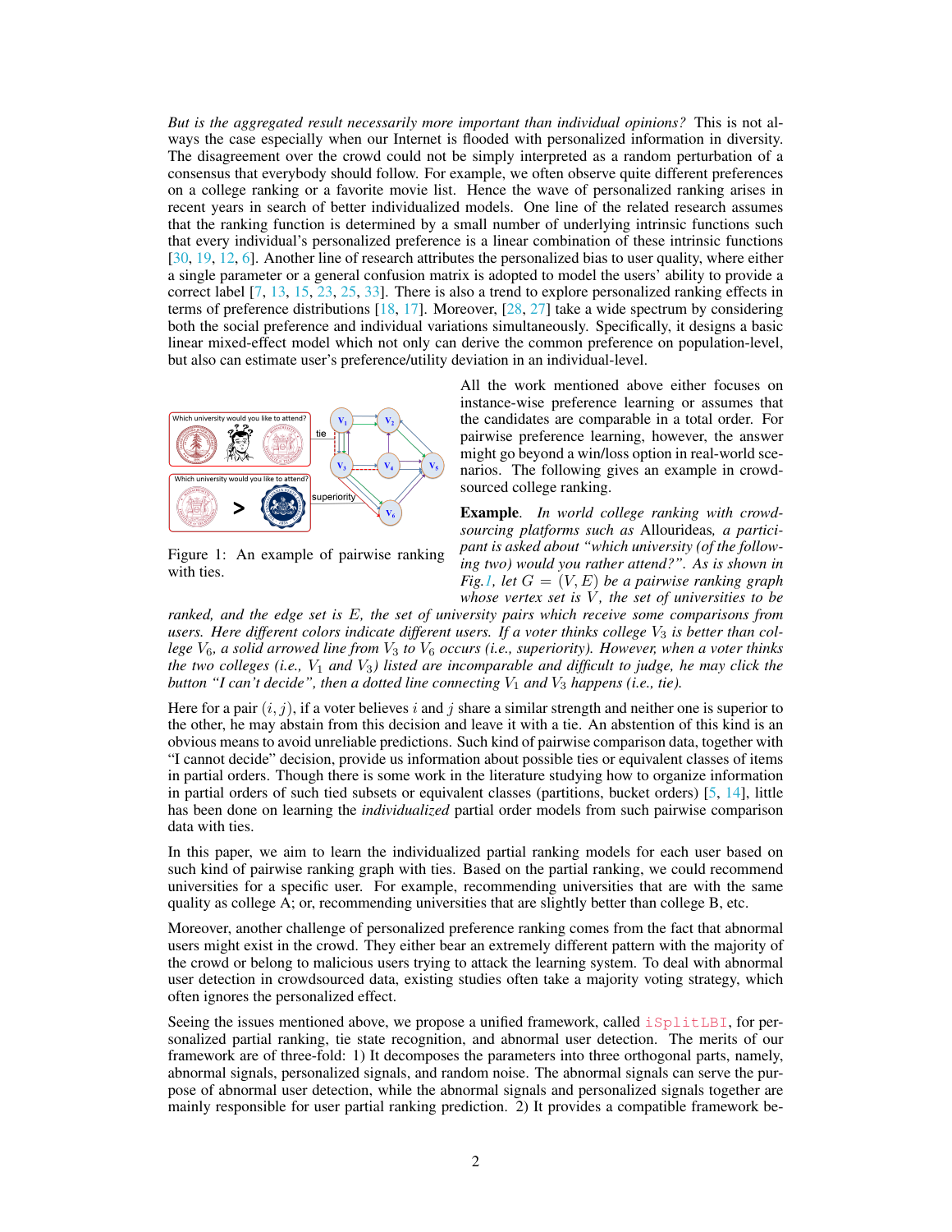*But is the aggregated result necessarily more important than individual opinions?* This is not always the case especially when our Internet is flooded with personalized information in diversity. The disagreement over the crowd could not be simply interpreted as a random perturbation of a consensus that everybody should follow. For example, we often observe quite different preferences on a college ranking or a favorite movie list. Hence the wave of personalized ranking arises in recent years in search of better individualized models. One line of the related research assumes that the ranking function is determined by a small number of underlying intrinsic functions such that every individual's personalized preference is a linear combination of these intrinsic functions [30, 19, 12, 6]. Another line of research attributes the personalized bias to user quality, where either a single parameter or a general confusion matrix is adopted to model the users' ability to provide a correct label [7, 13, 15, 23, 25, 33]. There is also a trend to explore personalized ranking effects in terms of preference distributions [18, 17]. Moreover, [28, 27] take a wide spectrum by considering both the social preference and individual variations simultaneously. Specifically, it designs a basic linear mixed-effect model which not only can derive the common preference on population-level, but also can estimate user's preference/utility deviation in an individual-level.

Figure 1: An example of pairwise ranking with ties.

All the work mentioned above either focuses on instance-wise preference learning or assumes that the candidates are comparable in a total order. For pairwise preference learning, however, the answer might go beyond a win/loss option in real-world scenarios. The following gives an example in crowdsourced college ranking.

**Example**. *In world college ranking with crowdsourcing platforms such as* Allourideas*, a participant is asked about "which university (of the following two) would you rather attend?". As is shown in Fig.1, let $G = (V, E)$ be a pairwise ranking graph whose vertex set is $V$, the set of universities to be ranked, and the edge set is $E$, the set of university pairs which receive some comparisons from users. Here different colors indicate different users. If a voter thinks college $V_3$ is better than college $V_6$, a solid arrowed line from $V_3$ to $V_6$ occurs (i.e., superiority). However, when a voter thinks the two colleges (i.e., $V_1$ and $V_3$) listed are incomparable and difficult to judge, he may click the button "I can't decide", then a dotted line connecting $V_1$ and $V_3$ happens (i.e., tie).*

Here for a pair $(i, j)$, if a voter believes $i$ and $j$ share a similar strength and neither one is superior to the other, he may abstain from this decision and leave it with a tie. An abstention of this kind is an obvious means to avoid unreliable predictions. Such kind of pairwise comparison data, together with "I cannot decide" decision, provide us information about possible ties or equivalent classes of items in partial orders. Though there is some work in the literature studying how to organize information in partial orders of such tied subsets or equivalent classes (partitions, bucket orders) [5, 14], little has been done on learning the *individualized* partial order models from such pairwise comparison data with ties.

In this paper, we aim to learn the individualized partial ranking models for each user based on such kind of pairwise ranking graph with ties. Based on the partial ranking, we could recommend universities for a specific user. For example, recommending universities that are with the same quality as college A; or, recommending universities that are slightly better than college B, etc.

Moreover, another challenge of personalized preference ranking comes from the fact that abnormal users might exist in the crowd. They either bear an extremely different pattern with the majority of the crowd or belong to malicious users trying to attack the learning system. To deal with abnormal user detection in crowdsourced data, existing studies often take a majority voting strategy, which often ignores the personalized effect.

Seeing the issues mentioned above, we propose a unified framework, called iSplitLBI, for personalized partial ranking, tie state recognition, and abnormal user detection. The merits of our framework are of three-fold: 1) It decomposes the parameters into three orthogonal parts, namely, abnormal signals, personalized signals, and random noise. The abnormal signals can serve the purpose of abnormal user detection, while the abnormal signals and personalized signals together are mainly responsible for user partial ranking prediction. 2) It provides a compatible framework be-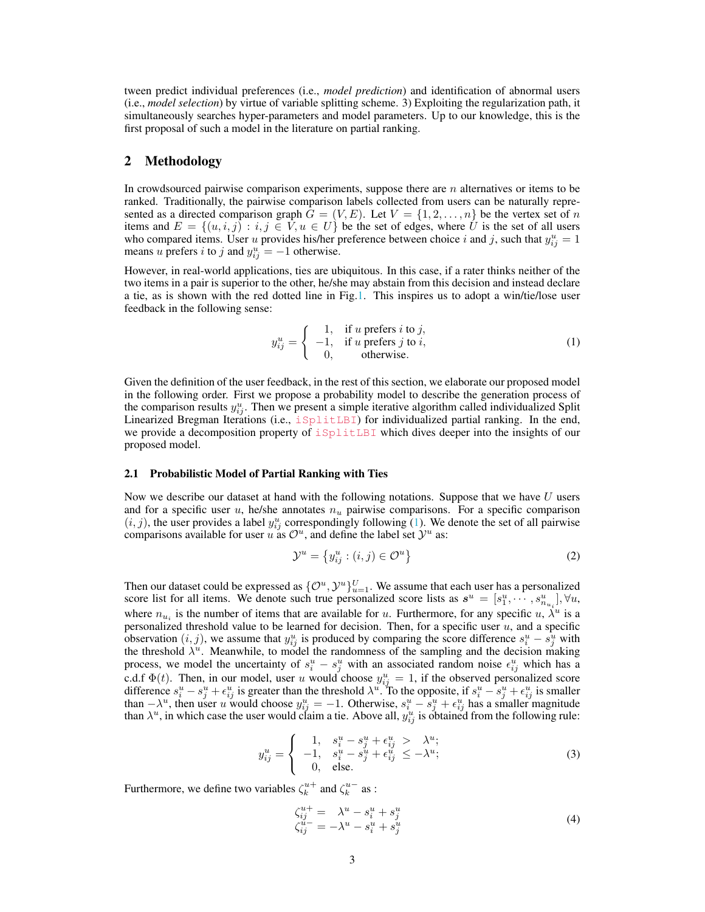tween predict individual preferences (i.e., *model prediction*) and identification of abnormal users (i.e., *model selection*) by virtue of variable splitting scheme. 3) Exploiting the regularization path, it simultaneously searches hyper-parameters and model parameters. Up to our knowledge, this is the first proposal of such a model in the literature on partial ranking.

## 2 Methodology

In crowdsourced pairwise comparison experiments, suppose there are $n$ alternatives or items to be ranked. Traditionally, the pairwise comparison labels collected from users can be naturally represented as a directed comparison graph $G = (V, E)$. Let $V = \{1, 2, \ldots, n\}$ be the vertex set of $n$ items and $E = \{(u, i, j) : i, j \in V, u \in U\}$ be the set of edges, where $U$ is the set of all users who compared items. User $u$ provides his/her preference between choice $i$ and $j$, such that $y^u_{ij} = 1$ means $u$ prefers $i$ to $j$ and $y^u_{ij} = -1$ otherwise.

However, in real-world applications, ties are ubiquitous. In this case, if a rater thinks neither of the two items in a pair is superior to the other, he/she may abstain from this decision and instead declare a tie, as is shown with the red dotted line in Fig.1. This inspires us to adopt a win/tie/lose user feedback in the following sense:

$$y^u_{ij} = \begin{cases} 1, & \text{if } u \text{ prefers } i \text{ to } j, \\ -1, & \text{if } u \text{ prefers } j \text{ to } i, \\ 0, & \text{otherwise.} \end{cases} \tag{1}$$

Given the definition of the user feedback, in the rest of this section, we elaborate our proposed model in the following order. First we propose a probability model to describe the generation process of the comparison results $y^u_{ij}$. Then we present a simple iterative algorithm called individualized Split Linearized Bregman Iterations (i.e., iSplitLBI) for individualized partial ranking. In the end, we provide a decomposition property of iSplitLBI which dives deeper into the insights of our proposed model.

### 2.1 Probabilistic Model of Partial Ranking with Ties

Now we describe our dataset at hand with the following notations. Suppose that we have $U$ users and for a specific user $u$, he/she annotates $n_u$ pairwise comparisons. For a specific comparison $(i, j)$, the user provides a label $y^u_{ij}$ correspondingly following (1). We denote the set of all pairwise comparisons available for user $u$ as $\mathcal{O}^u$, and define the label set $\mathcal{Y}^u$ as:

$$\mathcal{Y}^u = \left\{ y^u_{ij} : (i, j) \in \mathcal{O}^u \right\} \tag{2}$$

Then our dataset could be expressed as $\{\mathcal{O}^u, \mathcal{Y}^u\}_{u=1}^U$. We assume that each user has a personalized score list for all items. We denote such true personalized score lists as $\boldsymbol{s}^u = [s^u_1, \cdots, s^u_{n_{u_i}}], \forall u$, where $n_{u_i}$ is the number of items that are available for $u$. Furthermore, for any specific $u$, $\lambda^u$ is a personalized threshold value to be learned for decision. Then, for a specific user $u$, and a specific observation $(i, j)$, we assume that $y^u_{ij}$ is produced by comparing the score difference $s^u_i - s^u_j$ with the threshold $\lambda^u$. Meanwhile, to model the randomness of the sampling and the decision making process, we model the uncertainty of $s^u_i - s^u_j$ with an associated random noise $\epsilon^u_{ij}$ which has a c.d.f $\Phi(t)$. Then, in our model, user $u$ would choose $y^u_{ij} = 1$, if the observed personalized score difference $s^u_i - s^u_j + \epsilon^u_{ij}$ is greater than the threshold $\lambda^u$. To the opposite, if $s^u_i - s^u_j + \epsilon^u_{ij}$ is smaller than $-\lambda^u$, then user $u$ would choose $y^u_{ij} = -1$. Otherwise, $s^u_i - s^u_j + \epsilon^u_{ij}$ has a smaller magnitude than $\lambda^u$, in which case the user would claim a tie. Above all, $y^u_{ij}$ is obtained from the following rule:

$$y^u_{ij} = \begin{cases} 1, & s^u_i - s^u_j + \epsilon^u_{ij} \ > \ \lambda^u; \\ -1, & s^u_i - s^u_j + \epsilon^u_{ij} \ \le -\lambda^u; \\ 0, & \text{else.} \end{cases} \tag{3}$$

Furthermore, we define two variables $\zeta^{u+}_k$ and $\zeta^{u-}_k$ as :

$$\begin{aligned} \zeta^{u+}_{ij} &= \ \ \lambda^u - s^u_i + s^u_j \\ \zeta^{u-}_{ij} &= -\lambda^u - s^u_i + s^u_j \end{aligned} \tag{4}$$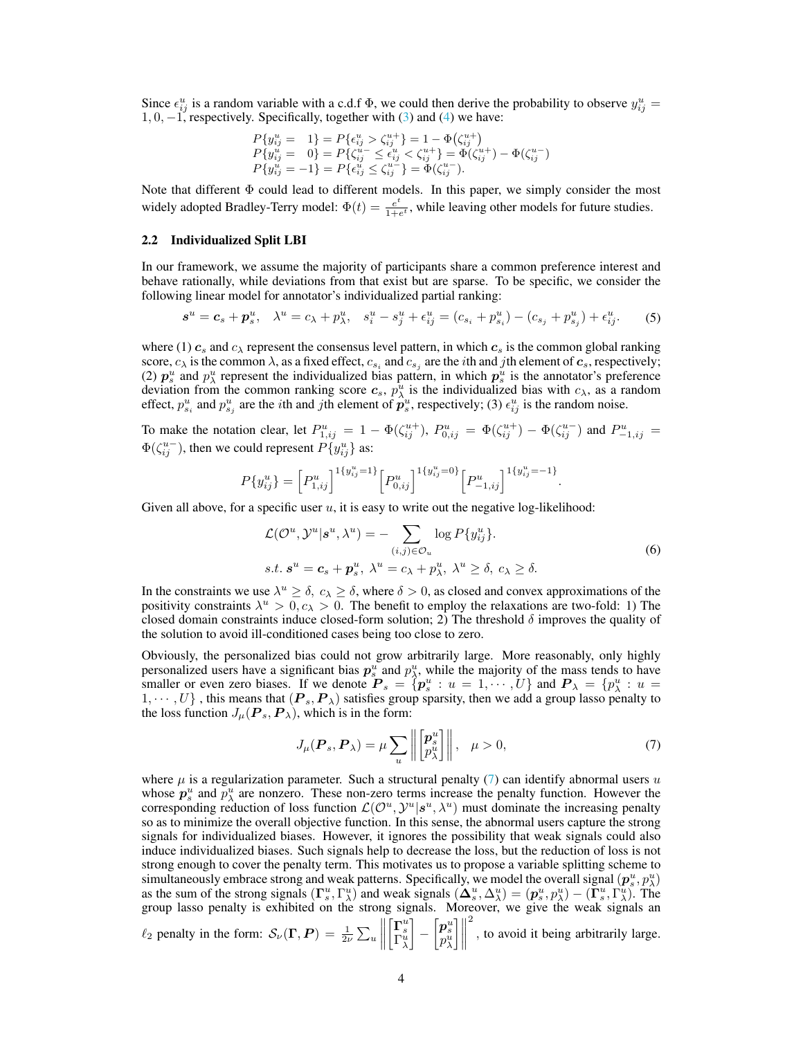Since $\epsilon^u_{ij}$ is a random variable with a c.d.f $\Phi$, we could then derive the probability to observe $y^u_{ij} = 1, 0, -1$, respectively. Specifically, together with (3) and (4) we have:

$$
\begin{aligned}
P\{y^u_{ij} = \ \ \ 1\} &= P\{\epsilon^u_{ij} > \zeta^{u+}_{ij}\} = 1 - \Phi(\zeta^{u+}_{ij}) \\
P\{y^u_{ij} = \ \ \ 0\} &= P\{\zeta^{u-}_{ij} \le \epsilon^u_{ij} < \zeta^{u+}_{ij}\} = \Phi(\zeta^{u+}_{ij}) - \Phi(\zeta^{u-}_{ij}) \\
P\{y^u_{ij} = -1\} &= P\{\epsilon^u_{ij} \le \zeta^{u-}_{ij}\} = \Phi(\zeta^{u-}_{ij}).
\end{aligned}
$$

Note that different $\Phi$ could lead to different models. In this paper, we simply consider the most widely adopted Bradley-Terry model: $\Phi(t) = \frac{e^t}{1+e^t}$, while leaving other models for future studies.

### 2.2 Individualized Split LBI

In our framework, we assume the majority of participants share a common preference interest and behave rationally, while deviations from that exist but are sparse. To be specific, we consider the following linear model for annotator's individualized partial ranking:

$$
\boldsymbol{s}^u = \boldsymbol{c}_s + \boldsymbol{p}^u_s, \quad \lambda^u = c_\lambda + p^u_\lambda, \quad s^u_i - s^u_j + \epsilon^u_{ij} = (c_{s_i} + p^u_{s_i}) - (c_{s_j} + p^u_{s_j}) + \epsilon^u_{ij}. \tag{5}
$$

where (1) $\boldsymbol{c}_s$ and $c_\lambda$ represent the consensus level pattern, in which $\boldsymbol{c}_s$ is the common global ranking score, $c_\lambda$ is the common $\lambda$, as a fixed effect, $c_{s_i}$ and $c_{s_j}$ are the $i$th and $j$th element of $\boldsymbol{c}_s$, respectively; (2) $\boldsymbol{p}^u_s$ and $p^u_\lambda$ represent the individualized bias pattern, in which $\boldsymbol{p}^u_s$ is the annotator's preference deviation from the common ranking score $\boldsymbol{c}_s$, $p^u_\lambda$ is the individualized bias with $c_\lambda$, as a random effect, $p^u_{s_i}$ and $p^u_{s_j}$ are the $i$th and $j$th element of $\boldsymbol{p}^u_s$, respectively; (3) $\epsilon^u_{ij}$ is the random noise.

To make the notation clear, let $P^u_{1,ij} = 1 - \Phi(\zeta^{u+}_{ij})$, $P^u_{0,ij} = \Phi(\zeta^{u+}_{ij}) - \Phi(\zeta^{u-}_{ij})$ and $P^u_{-1,ij} = \Phi(\zeta^{u-}_{ij})$, then we could represent $P\{y^u_{ij}\}$ as:

$$
P\{y^u_{ij}\} = \Big[P^u_{1,ij}\Big]^{1\{y^u_{ij}=1\}} \Big[P^u_{0,ij}\Big]^{1\{y^u_{ij}=0\}} \Big[P^u_{-1,ij}\Big]^{1\{y^u_{ij}=-1\}}.
$$

Given all above, for a specific user $u$, it is easy to write out the negative log-likelihood:

$$
\begin{aligned}
&\mathcal{L}(\mathcal{O}^u, \mathcal{Y}^u | \boldsymbol{s}^u, \lambda^u) = - \sum_{(i,j)\in\mathcal{O}_u} \log P\{y^u_{ij}\}. \\
&s.t.\ \boldsymbol{s}^u = \boldsymbol{c}_s + \boldsymbol{p}^u_s,\ \lambda^u = c_\lambda + p^u_\lambda,\ \lambda^u \ge \delta,\ c_\lambda \ge \delta.
\end{aligned} \tag{6}
$$

In the constraints we use $\lambda^u \ge \delta,\ c_\lambda \ge \delta$, where $\delta > 0$, as closed and convex approximations of the positivity constraints $\lambda^u > 0, c_\lambda > 0$. The benefit to employ the relaxations are two-fold: 1) The closed domain constraints induce closed-form solution; 2) The threshold $\delta$ improves the quality of the solution to avoid ill-conditioned cases being too close to zero.

Obviously, the personalized bias could not grow arbitrarily large. More reasonably, only highly personalized users have a significant bias $\boldsymbol{p}^u_s$ and $p^u_\lambda$, while the majority of the mass tends to have smaller or even zero biases. If we denote $\boldsymbol{P}_s = \{\boldsymbol{p}^u_s : u = 1, \cdots, U\}$ and $\boldsymbol{P}_\lambda = \{p^u_\lambda : u = 1, \cdots, U\}$ , this means that $(\boldsymbol{P}_s, \boldsymbol{P}_\lambda)$ satisfies group sparsity, then we add a group lasso penalty to the loss function $J_\mu(\boldsymbol{P}_s, \boldsymbol{P}_\lambda)$, which is in the form:

$$
J_\mu(\boldsymbol{P}_s, \boldsymbol{P}_\lambda) = \mu \sum_u \left\| \begin{bmatrix} \boldsymbol{p}^u_s \\ p^u_\lambda \end{bmatrix} \right\|, \quad \mu > 0, \tag{7}
$$

where $\mu$ is a regularization parameter. Such a structural penalty (7) can identify abnormal users $u$ whose $\boldsymbol{p}^u_s$ and $p^u_\lambda$ are nonzero. These non-zero terms increase the penalty function. However the corresponding reduction of loss function $\mathcal{L}(\mathcal{O}^u, \mathcal{Y}^u | \boldsymbol{s}^u, \lambda^u)$ must dominate the increasing penalty so as to minimize the overall objective function. In this sense, the abnormal users capture the strong signals for individualized biases. However, it ignores the possibility that weak signals could also induce individualized biases. Such signals help to decrease the loss, but the reduction of loss is not strong enough to cover the penalty term. This motivates us to propose a variable splitting scheme to simultaneously embrace strong and weak patterns. Specifically, we model the overall signal $(\boldsymbol{p}^u_s, p^u_\lambda)$ as the sum of the strong signals $(\boldsymbol{\Gamma}^u_s, \Gamma^u_\lambda)$ and weak signals $(\boldsymbol{\Delta}^u_s, \Delta^u_\lambda) = (\boldsymbol{p}^u_s, p^u_\lambda) - (\boldsymbol{\Gamma}^u_s, \Gamma^u_\lambda)$. The group lasso penalty is exhibited on the strong signals. Moreover, we give the weak signals an $\ell_2$ penalty in the form: $\mathcal{S}_\nu(\boldsymbol{\Gamma}, \boldsymbol{P}) = \frac{1}{2\nu} \sum_u \left\| \begin{bmatrix} \boldsymbol{\Gamma}^u_s \\ \Gamma^u_\lambda \end{bmatrix} - \begin{bmatrix} \boldsymbol{p}^u_s \\ p^u_\lambda \end{bmatrix} \right\|^2$, to avoid it being arbitrarily large.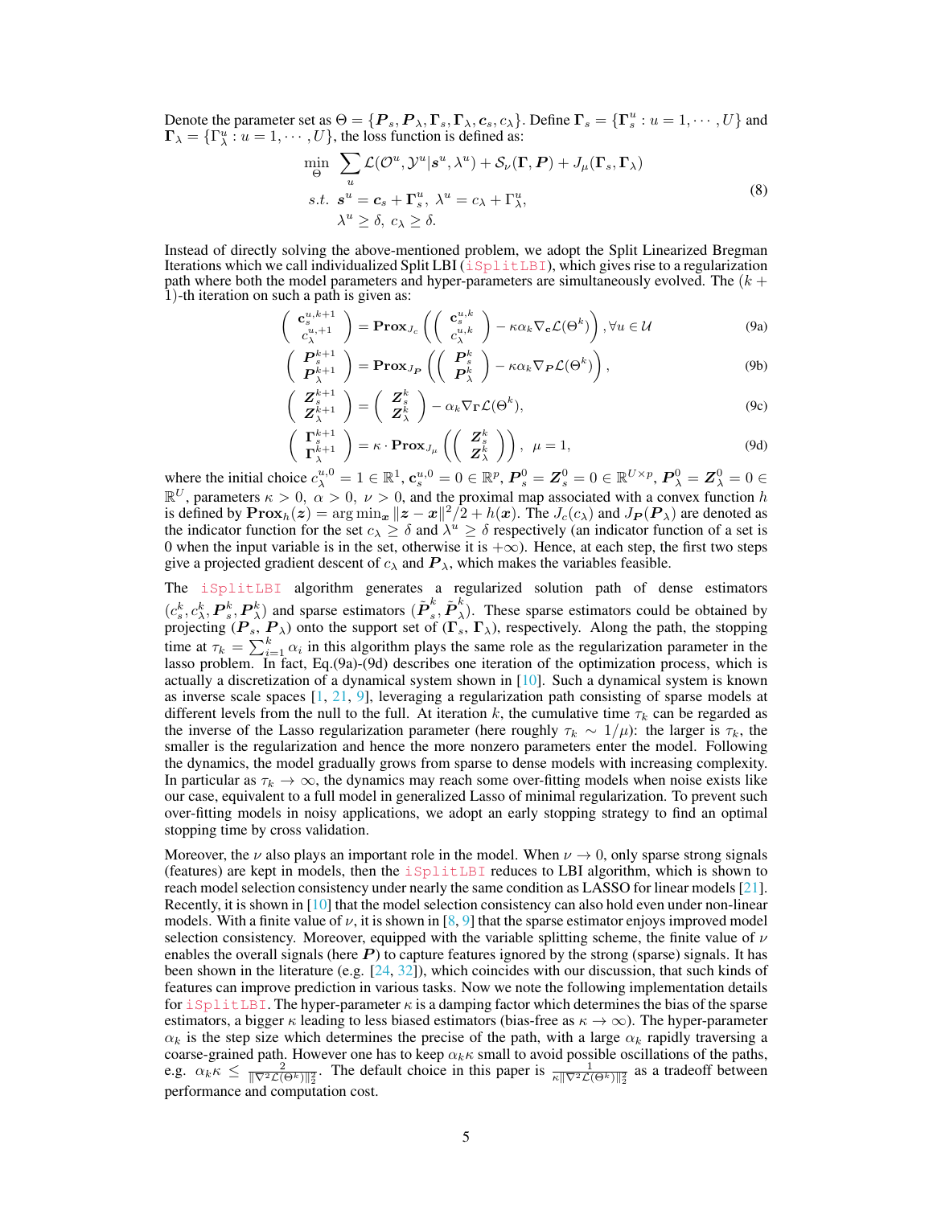Denote the parameter set as $\Theta = \{\boldsymbol{P}_s, \boldsymbol{P}_\lambda, \boldsymbol{\Gamma}_s, \boldsymbol{\Gamma}_\lambda, \boldsymbol{c}_s, c_\lambda\}$. Define $\boldsymbol{\Gamma}_s = \{\boldsymbol{\Gamma}_s^u : u = 1, \cdots, U\}$ and $\boldsymbol{\Gamma}_\lambda = \{\Gamma_\lambda^u : u = 1, \cdots, U\}$, the loss function is defined as:

$$
\begin{aligned}
\min_{\Theta} \quad & \sum_u \mathcal{L}(\mathcal{O}^u, \mathcal{Y}^u | \boldsymbol{s}^u, \lambda^u) + \mathcal{S}_\nu(\boldsymbol{\Gamma}, \boldsymbol{P}) + J_\mu(\boldsymbol{\Gamma}_s, \boldsymbol{\Gamma}_\lambda) \\
s.t. \quad & \boldsymbol{s}^u = \boldsymbol{c}_s + \boldsymbol{\Gamma}_s^u, \ \lambda^u = c_\lambda + \Gamma_\lambda^u, \\
& \lambda^u \geq \delta, \ c_\lambda \geq \delta.
\end{aligned} \tag{8}
$$

Instead of directly solving the above-mentioned problem, we adopt the Split Linearized Bregman Iterations which we call individualized Split LBI (iSplitLBI), which gives rise to a regularization path where both the model parameters and hyper-parameters are simultaneously evolved. The $(k+1)$-th iteration on such a path is given as:

$$
\begin{pmatrix} \mathbf{c}_s^{u,k+1} \\ c_\lambda^{u,+1} \end{pmatrix} = \mathbf{Prox}_{J_c}\left( \begin{pmatrix} \mathbf{c}_s^{u,k} \\ c_\lambda^{u,k} \end{pmatrix} - \kappa\alpha_k \nabla_{\mathbf{c}} \mathcal{L}(\Theta^k) \right), \forall u \in \mathcal{U} \tag{9a}
$$

$$
\begin{pmatrix} \boldsymbol{P}_s^{k+1} \\ \boldsymbol{P}_\lambda^{k+1} \end{pmatrix} = \mathbf{Prox}_{J_{\boldsymbol{P}}}\left( \begin{pmatrix} \boldsymbol{P}_s^{k} \\ \boldsymbol{P}_\lambda^{k} \end{pmatrix} - \kappa\alpha_k \nabla_{\boldsymbol{P}} \mathcal{L}(\Theta^k) \right), \tag{9b}
$$

$$
\begin{pmatrix} \boldsymbol{Z}_s^{k+1} \\ \boldsymbol{Z}_\lambda^{k+1} \end{pmatrix} = \begin{pmatrix} \boldsymbol{Z}_s^{k} \\ \boldsymbol{Z}_\lambda^{k} \end{pmatrix} - \alpha_k \nabla_{\boldsymbol{\Gamma}} \mathcal{L}(\Theta^k), \tag{9c}
$$

$$
\begin{pmatrix} \boldsymbol{\Gamma}_s^{k+1} \\ \boldsymbol{\Gamma}_\lambda^{k+1} \end{pmatrix} = \kappa \cdot \mathbf{Prox}_{J_\mu}\left( \begin{pmatrix} \boldsymbol{Z}_s^{k} \\ \boldsymbol{Z}_\lambda^{k} \end{pmatrix} \right), \ \ \mu = 1, \tag{9d}
$$

where the initial choice $c_\lambda^{u,0} = 1 \in \mathbb{R}^1$, $\mathbf{c}_s^{u,0} = 0 \in \mathbb{R}^p$, $\boldsymbol{P}_s^0 = \boldsymbol{Z}_s^0 = 0 \in \mathbb{R}^{U \times p}$, $\boldsymbol{P}_\lambda^0 = \boldsymbol{Z}_\lambda^0 = 0 \in \mathbb{R}^U$, parameters $\kappa > 0, \ \alpha > 0, \ \nu > 0$, and the proximal map associated with a convex function $h$ is defined by $\mathbf{Prox}_h(\boldsymbol{z}) = \arg\min_{\boldsymbol{x}} \|\boldsymbol{z} - \boldsymbol{x}\|^2/2 + h(\boldsymbol{x})$. The $J_c(c_\lambda)$ and $J_{\boldsymbol{P}}(\boldsymbol{P}_\lambda)$ are denoted as the indicator function for the set $c_\lambda \geq \delta$ and $\lambda^u \geq \delta$ respectively (an indicator function of a set is 0 when the input variable is in the set, otherwise it is $+\infty$). Hence, at each step, the first two steps give a projected gradient descent of $c_\lambda$ and $\boldsymbol{P}_\lambda$, which makes the variables feasible.

The iSplitLBI algorithm generates a regularized solution path of dense estimators $(c_s^k, c_\lambda^k, \boldsymbol{P}_s^k, \boldsymbol{P}_\lambda^k)$ and sparse estimators $(\tilde{\boldsymbol{P}}_s^k, \tilde{\boldsymbol{P}}_\lambda^k)$. These sparse estimators could be obtained by projecting $(\boldsymbol{P}_s, \boldsymbol{P}_\lambda)$ onto the support set of $(\boldsymbol{\Gamma}_s, \boldsymbol{\Gamma}_\lambda)$, respectively. Along the path, the stopping time at $\tau_k = \sum_{i=1}^k \alpha_i$ in this algorithm plays the same role as the regularization parameter in the lasso problem. In fact, Eq.(9a)-(9d) describes one iteration of the optimization process, which is actually a discretization of a dynamical system shown in [10]. Such a dynamical system is known as inverse scale spaces [1, 21, 9], leveraging a regularization path consisting of sparse models at different levels from the null to the full. At iteration $k$, the cumulative time $\tau_k$ can be regarded as the inverse of the Lasso regularization parameter (here roughly $\tau_k \sim 1/\mu$): the larger is $\tau_k$, the smaller is the regularization and hence the more nonzero parameters enter the model. Following the dynamics, the model gradually grows from sparse to dense models with increasing complexity. In particular as $\tau_k \to \infty$, the dynamics may reach some over-fitting models when noise exists like our case, equivalent to a full model in generalized Lasso of minimal regularization. To prevent such over-fitting models in noisy applications, we adopt an early stopping strategy to find an optimal stopping time by cross validation.

Moreover, the $\nu$ also plays an important role in the model. When $\nu \to 0$, only sparse strong signals (features) are kept in models, then the iSplitLBI reduces to LBI algorithm, which is shown to reach model selection consistency under nearly the same condition as LASSO for linear models [21]. Recently, it is shown in [10] that the model selection consistency can also hold even under non-linear models. With a finite value of $\nu$, it is shown in [8, 9] that the sparse estimator enjoys improved model selection consistency. Moreover, equipped with the variable splitting scheme, the finite value of $\nu$ enables the overall signals (here $\boldsymbol{P}$) to capture features ignored by the strong (sparse) signals. It has been shown in the literature (e.g. [24, 32]), which coincides with our discussion, that such kinds of features can improve prediction in various tasks. Now we note the following implementation details for iSplitLBI. The hyper-parameter $\kappa$ is a damping factor which determines the bias of the sparse estimators, a bigger $\kappa$ leading to less biased estimators (bias-free as $\kappa \to \infty$). The hyper-parameter $\alpha_k$ is the step size which determines the precise of the path, with a large $\alpha_k$ rapidly traversing a coarse-grained path. However one has to keep $\alpha_k\kappa$ small to avoid possible oscillations of the paths, e.g. $\alpha_k\kappa \leq \frac{2}{\|\nabla^2 \mathcal{L}(\Theta^k)\|_2^2}$. The default choice in this paper is $\frac{1}{\kappa\|\nabla^2 \mathcal{L}(\Theta^k)\|_2^2}$ as a tradeoff between performance and computation cost.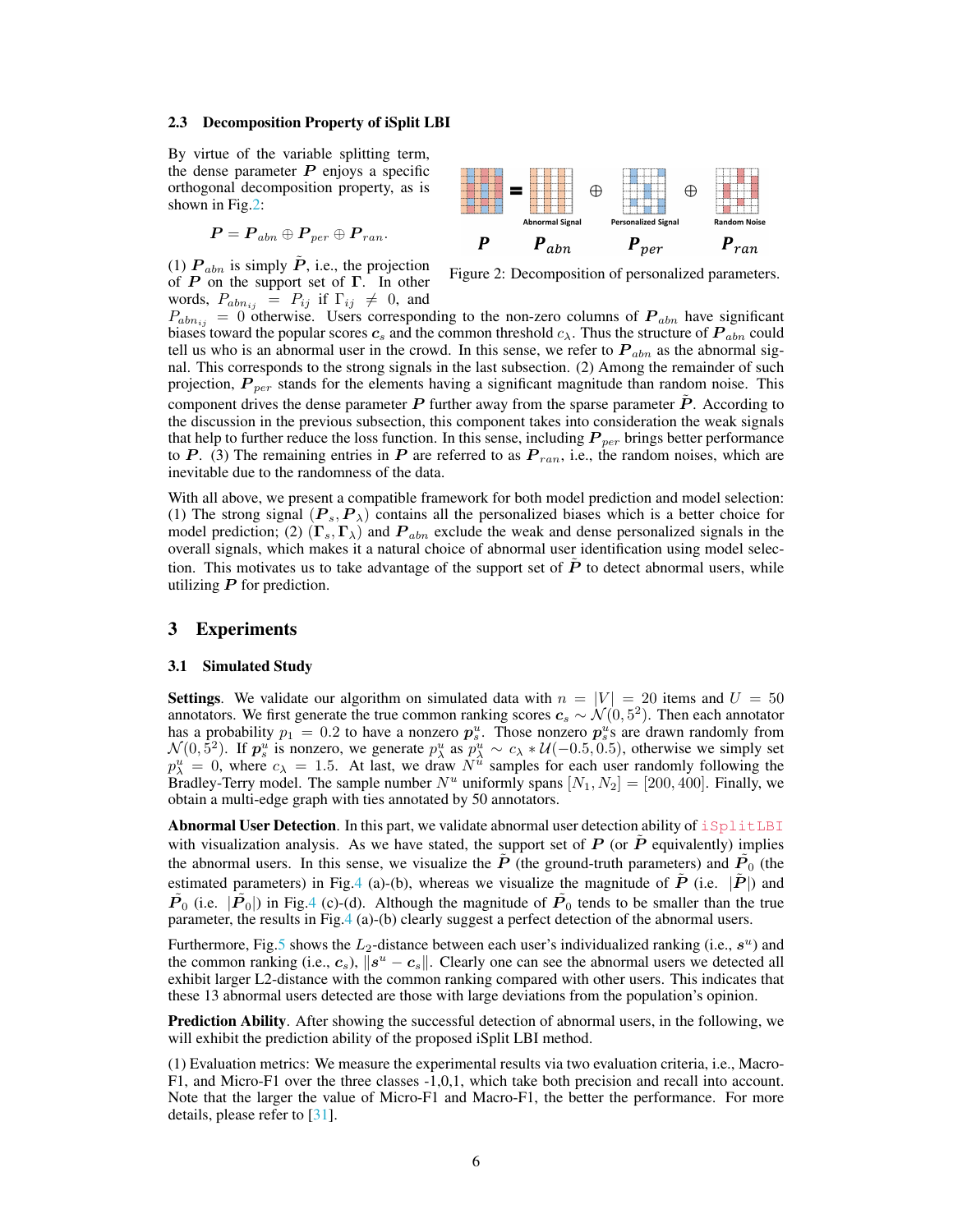### 2.3 Decomposition Property of iSplit LBI

By virtue of the variable splitting term, the dense parameter $\boldsymbol{P}$ enjoys a specific orthogonal decomposition property, as is shown in Fig.2:

$$\boldsymbol{P} = \boldsymbol{P}_{abn} \oplus \boldsymbol{P}_{per} \oplus \boldsymbol{P}_{ran}.$$

Figure 2: Decomposition of personalized parameters.

(1) $\boldsymbol{P}_{abn}$ is simply $\tilde{\boldsymbol{P}}$, i.e., the projection of $\boldsymbol{P}$ on the support set of $\boldsymbol{\Gamma}$. In other words, $P_{abn_{ij}} = P_{ij}$ if $\Gamma_{ij} \neq 0$, and $P_{abn_{ij}} = 0$ otherwise. Users corresponding to the non-zero columns of $\boldsymbol{P}_{abn}$ have significant biases toward the popular scores $\boldsymbol{c}_s$ and the common threshold $c_\lambda$. Thus the structure of $\boldsymbol{P}_{abn}$ could tell us who is an abnormal user in the crowd. In this sense, we refer to $\boldsymbol{P}_{abn}$ as the abnormal signal. This corresponds to the strong signals in the last subsection. (2) Among the remainder of such projection, $\boldsymbol{P}_{per}$ stands for the elements having a significant magnitude than random noise. This component drives the dense parameter $\boldsymbol{P}$ further away from the sparse parameter $\tilde{\boldsymbol{P}}$. According to the discussion in the previous subsection, this component takes into consideration the weak signals that help to further reduce the loss function. In this sense, including $\boldsymbol{P}_{per}$ brings better performance to $\boldsymbol{P}$. (3) The remaining entries in $\boldsymbol{P}$ are referred to as $\boldsymbol{P}_{ran}$, i.e., the random noises, which are inevitable due to the randomness of the data.

With all above, we present a compatible framework for both model prediction and model selection: (1) The strong signal $(\boldsymbol{P}_s, \boldsymbol{P}_\lambda)$ contains all the personalized biases which is a better choice for model prediction; (2) $(\boldsymbol{\Gamma}_s, \boldsymbol{\Gamma}_\lambda)$ and $\boldsymbol{P}_{abn}$ exclude the weak and dense personalized signals in the overall signals, which makes it a natural choice of abnormal user identification using model selection. This motivates us to take advantage of the support set of $\tilde{\boldsymbol{P}}$ to detect abnormal users, while utilizing $\boldsymbol{P}$ for prediction.

## 3 Experiments

### 3.1 Simulated Study

**Settings**. We validate our algorithm on simulated data with $n = |V| = 20$ items and $U = 50$ annotators. We first generate the true common ranking scores $\boldsymbol{c}_s \sim \mathcal{N}(0, 5^2)$. Then each annotator has a probability $p_1 = 0.2$ to have a nonzero $\boldsymbol{p}_s^u$. Those nonzero $\boldsymbol{p}_s^u$s are drawn randomly from $\mathcal{N}(0, 5^2)$. If $\boldsymbol{p}_s^u$ is nonzero, we generate $p_\lambda^u$ as $p_\lambda^u \sim c_\lambda * \mathcal{U}(-0.5, 0.5)$, otherwise we simply set $p_\lambda^u = 0$, where $c_\lambda = 1.5$. At last, we draw $N^u$ samples for each user randomly following the Bradley-Terry model. The sample number $N^u$ uniformly spans $[N_1, N_2] = [200, 400]$. Finally, we obtain a multi-edge graph with ties annotated by 50 annotators.

**Abnormal User Detection**. In this part, we validate abnormal user detection ability of iSplitLBI with visualization analysis. As we have stated, the support set of $\boldsymbol{P}$ (or $\tilde{\boldsymbol{P}}$ equivalently) implies the abnormal users. In this sense, we visualize the $\tilde{\boldsymbol{P}}$ (the ground-truth parameters) and $\tilde{\boldsymbol{P}}_0$ (the estimated parameters) in Fig.4 (a)-(b), whereas we visualize the magnitude of $\tilde{\boldsymbol{P}}$ (i.e. $|\tilde{\boldsymbol{P}}|$) and $\tilde{\boldsymbol{P}}_0$ (i.e. $|\tilde{\boldsymbol{P}}_0|$) in Fig.4 (c)-(d). Although the magnitude of $\tilde{\boldsymbol{P}}_0$ tends to be smaller than the true parameter, the results in Fig.4 (a)-(b) clearly suggest a perfect detection of the abnormal users.

Furthermore, Fig.5 shows the $L_2$-distance between each user's individualized ranking (i.e., $\boldsymbol{s}^u$) and the common ranking (i.e., $\boldsymbol{c}_s$), $\|\boldsymbol{s}^u - \boldsymbol{c}_s\|$. Clearly one can see the abnormal users we detected all exhibit larger L2-distance with the common ranking compared with other users. This indicates that these 13 abnormal users detected are those with large deviations from the population's opinion.

**Prediction Ability**. After showing the successful detection of abnormal users, in the following, we will exhibit the prediction ability of the proposed iSplit LBI method.

(1) Evaluation metrics: We measure the experimental results via two evaluation criteria, i.e., Macro-F1, and Micro-F1 over the three classes -1,0,1, which take both precision and recall into account. Note that the larger the value of Micro-F1 and Macro-F1, the better the performance. For more details, please refer to [31].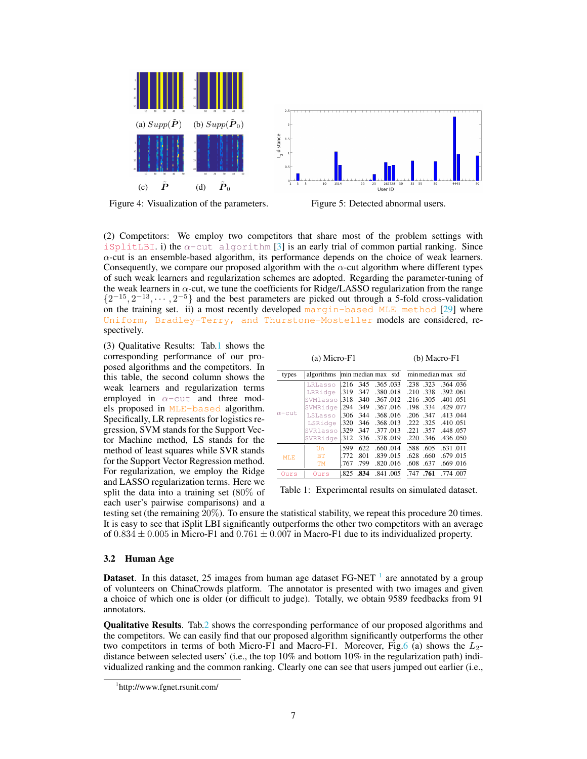(a) $Supp(\tilde{\boldsymbol{P}})$ (b) $Supp(\tilde{\boldsymbol{P}}_0)$

(c) $\tilde{\boldsymbol{P}}$ (d) $\tilde{\boldsymbol{P}}_0$

Figure 4: Visualization of the parameters.

Figure 5: Detected abnormal users.

(2) Competitors: We employ two competitors that share most of the problem settings with iSplitLBI. i) the $\alpha$-cut algorithm [3] is an early trial of common partial ranking. Since $\alpha$-cut is an ensemble-based algorithm, its performance depends on the choice of weak learners. Consequently, we compare our proposed algorithm with the $\alpha$-cut algorithm where different types of such weak learners and regularization schemes are adopted. Regarding the parameter-tuning of the weak learners in $\alpha$-cut, we tune the coefficients for Ridge/LASSO regularization from the range $\{2^{-15}, 2^{-13}, \cdots, 2^{-5}\}$ and the best parameters are picked out through a 5-fold cross-validation on the training set. ii) a most recently developed margin-based MLE method [29] where Uniform, Bradley-Terry, and Thurstone-Mosteller models are considered, respectively.

(3) Qualitative Results: Tab.1 shows the corresponding performance of our proposed algorithms and the competitors. In this table, the second column shows the weak learners and regularization terms employed in $\alpha$-cut and three models proposed in MLE-based algorithm. Specifically, LR represents for logistics regression, SVM stands for the Support Vector Machine method, LS stands for the method of least squares while SVR stands for the Support Vector Regression method. For regularization, we employ the Ridge and LASSO regularization terms. Here we split the data into a training set (80% of each user's pairwise comparisons) and a testing set (the remaining 20%). To ensure the statistical stability, we repeat this procedure 20 times. It is easy to see that iSplit LBI significantly outperforms the other two competitors with an average of $0.834 \pm 0.005$ in Micro-F1 and $0.761 \pm 0.007$ in Macro-F1 due to its individualized property.

| types | algorithms | (a) Micro-F1 min | median | max | std | (b) Macro-F1 min | median | max | std |
|---|---|---|---|---|---|---|---|---|---|
| $\alpha$-cut | LRLasso | .216 | .345 | .365 | .033 | .238 | .323 | .364 | .036 |
| | LRRidge | .319 | .347 | .380 | .018 | .210 | .338 | .392 | .061 |
| | SVMlasso | .318 | .340 | .367 | .012 | .216 | .305 | .401 | .051 |
| | SVMRidge | .294 | .349 | .367 | .016 | .198 | .334 | .429 | .077 |
| | LSLasso | .306 | .344 | .368 | .016 | .206 | .347 | .413 | .044 |
| | LSRidge | .320 | .346 | .368 | .013 | .222 | .325 | .410 | .051 |
| | SVRlasso | .329 | .347 | .377 | .013 | .221 | .357 | .448 | .057 |
| | SVRRidge | .312 | .336 | .378 | .019 | .220 | .346 | .436 | .050 |
| MLE | Un | .599 | .622 | .660 | .014 | .588 | .605 | .631 | .011 |
| | BT | .772 | .801 | .839 | .015 | .628 | .660 | .679 | .015 |
| | TM | .767 | .799 | .820 | .016 | .608 | .637 | .669 | .016 |
| Ours | Ours | .825 | **.834** | .841 | .005 | .747 | **.761** | .774 | .007 |

Table 1: Experimental results on simulated dataset.

### 3.2 Human Age

**Dataset**. In this dataset, 25 images from human age dataset FG-NET [1] are annotated by a group of volunteers on ChinaCrowds platform. The annotator is presented with two images and given a choice of which one is older (or difficult to judge). Totally, we obtain 9589 feedbacks from 91 annotators.

**Qualitative Results**. Tab.2 shows the corresponding performance of our proposed algorithms and the competitors. We can easily find that our proposed algorithm significantly outperforms the other two competitors in terms of both Micro-F1 and Macro-F1. Moreover, Fig.6 (a) shows the $L_2$-distance between selected users' (i.e., the top 10% and bottom 10% in the regularization path) individualized ranking and the common ranking. Clearly one can see that users jumped out earlier (i.e.,

[1] http://www.fgnet.rsunit.com/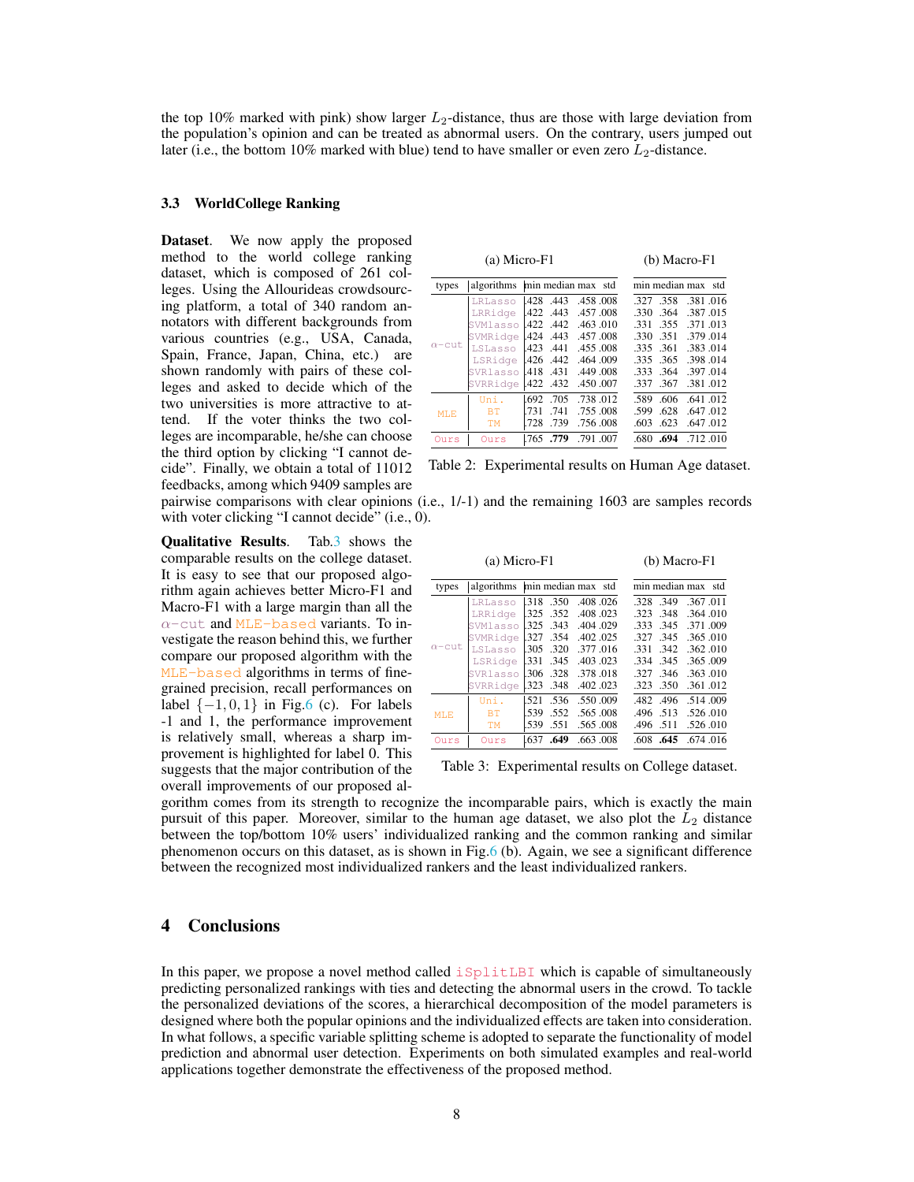the top 10% marked with pink) show larger $L_2$-distance, thus are those with large deviation from the population's opinion and can be treated as abnormal users. On the contrary, users jumped out later (i.e., the bottom 10% marked with blue) tend to have smaller or even zero $L_2$-distance.

### 3.3 WorldCollege Ranking

**Dataset**. We now apply the proposed method to the world college ranking dataset, which is composed of 261 colleges. Using the Allourideas crowdsourcing platform, a total of 340 random annotators with different backgrounds from various countries (e.g., USA, Canada, Spain, France, Japan, China, etc.) are shown randomly with pairs of these colleges and asked to decide which of the two universities is more attractive to attend. If the voter thinks the two colleges are incomparable, he/she can choose the third option by clicking "I cannot decide". Finally, we obtain a total of 11012 feedbacks, among which 9409 samples are pairwise comparisons with clear opinions (i.e., 1/-1) and the remaining 1603 are samples records with voter clicking "I cannot decide" (i.e., 0).

| types | algorithms | (a) Micro-F1 min | median | max | std | (b) Macro-F1 min | median | max | std |
|---|---|---|---|---|---|---|---|---|---|
| $\alpha$-cut | LRLasso | .428 | .443 | .458 | .008 | .327 | .358 | .381 | .016 |
| | LRRidge | .422 | .443 | .457 | .008 | .330 | .364 | .387 | .015 |
| | SVMlasso | .422 | .442 | .463 | .010 | .331 | .355 | .371 | .013 |
| | SVMRidge | .424 | .443 | .457 | .008 | .330 | .351 | .379 | .014 |
| | LSLasso | .423 | .441 | .455 | .008 | .335 | .361 | .383 | .014 |
| | LSRidge | .426 | .442 | .464 | .009 | .335 | .365 | .398 | .014 |
| | SVRlasso | .418 | .431 | .449 | .008 | .333 | .364 | .397 | .014 |
| | SVRRidge | .422 | .432 | .450 | .007 | .337 | .367 | .381 | .012 |
| MLE | Uni. | .692 | .705 | .738 | .012 | .589 | .606 | .641 | .016 |
| | BT | .731 | .741 | .755 | .008 | .599 | .628 | .647 | .012 |
| | TM | .728 | .739 | .756 | .008 | .603 | .623 | .647 | .012 |
| Ours | Ours | .765 | **.779** | .791 | .007 | .680 | **.694** | .712 | .010 |

Table 2: Experimental results on Human Age dataset.

**Qualitative Results**. Tab.3 shows the comparable results on the college dataset. It is easy to see that our proposed algorithm again achieves better Micro-F1 and Macro-F1 with a large margin than all the $\alpha$-cut and MLE-based variants. To investigate the reason behind this, we further compare our proposed algorithm with the MLE-based algorithms in terms of fine-grained precision, recall performances on label $\{-1, 0, 1\}$ in Fig.6 (c). For labels -1 and 1, the performance improvement is relatively small, whereas a sharp improvement is highlighted for label 0. This suggests that the major contribution of the overall improvements of our proposed algorithm comes from its strength to recognize the incomparable pairs, which is exactly the main pursuit of this paper. Moreover, similar to the human age dataset, we also plot the $L_2$ distance between the top/bottom 10% users' individualized ranking and the common ranking and similar phenomenon occurs on this dataset, as is shown in Fig.6 (b). Again, we see a significant difference between the recognized most individualized rankers and the least individualized rankers.

| types | algorithms | (a) Micro-F1 min | median | max | std | (b) Macro-F1 min | median | max | std |
|---|---|---|---|---|---|---|---|---|---|
| $\alpha$-cut | LRLasso | .318 | .350 | .408 | .026 | .328 | .349 | .367 | .011 |
| | LRRidge | .325 | .352 | .408 | .023 | .323 | .348 | .364 | .010 |
| | SVMlasso | .325 | .343 | .404 | .029 | .333 | .345 | .371 | .009 |
| | SVMRidge | .327 | .354 | .402 | .025 | .327 | .345 | .365 | .010 |
| | LSLasso | .305 | .320 | .377 | .016 | .331 | .342 | .362 | .010 |
| | LSRidge | .331 | .345 | .403 | .023 | .334 | .345 | .365 | .009 |
| | SVRlasso | .306 | .328 | .378 | .018 | .327 | .346 | .363 | .010 |
| | SVRRidge | .323 | .348 | .402 | .023 | .323 | .350 | .361 | .012 |
| MLE | Uni. | .521 | .536 | .550 | .009 | .482 | .496 | .514 | .009 |
| | BT | .539 | .552 | .565 | .008 | .496 | .513 | .526 | .010 |
| | TM | .539 | .551 | .565 | .008 | .496 | .511 | .526 | .010 |
| Ours | Ours | .637 | **.649** | .663 | .008 | .608 | **.645** | .674 | .016 |

Table 3: Experimental results on College dataset.

## 4 Conclusions

In this paper, we propose a novel method called iSplitLBI which is capable of simultaneously predicting personalized rankings with ties and detecting the abnormal users in the crowd. To tackle the personalized deviations of the scores, a hierarchical decomposition of the model parameters is designed where both the popular opinions and the individualized effects are taken into consideration. In what follows, a specific variable splitting scheme is adopted to separate the functionality of model prediction and abnormal user detection. Experiments on both simulated examples and real-world applications together demonstrate the effectiveness of the proposed method.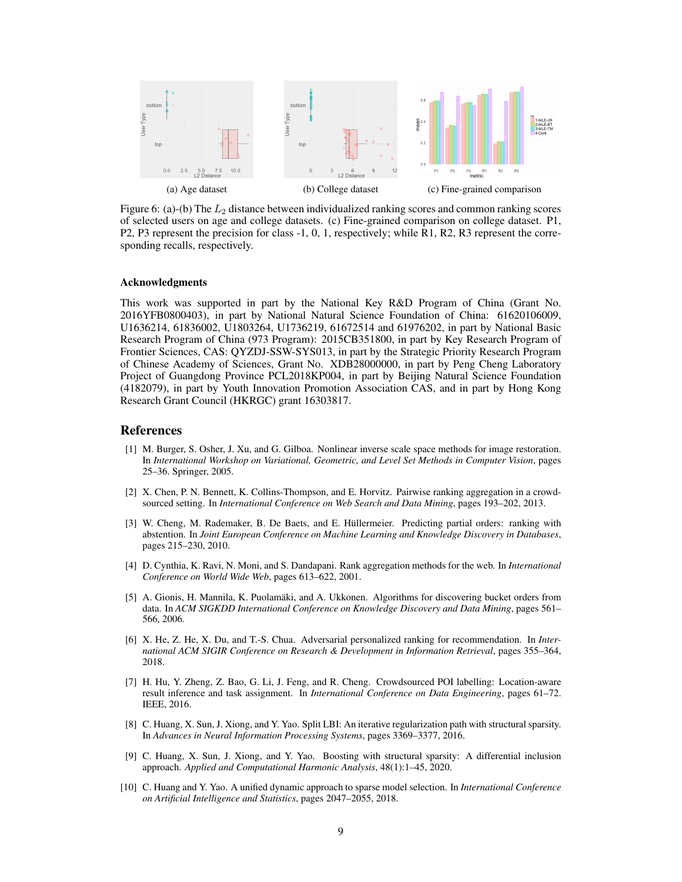(a) Age dataset

(b) College dataset

(c) Fine-grained comparison

Figure 6: (a)-(b) The $L_2$ distance between individualized ranking scores and common ranking scores of selected users on age and college datasets. (c) Fine-grained comparison on college dataset. P1, P2, P3 represent the precision for class -1, 0, 1, respectively; while R1, R2, R3 represent the corresponding recalls, respectively.

### Acknowledgments

This work was supported in part by the National Key R&D Program of China (Grant No. 2016YFB0800403), in part by National Natural Science Foundation of China: 61620106009, U1636214, 61836002, U1803264, U1736219, 61672514 and 61976202, in part by National Basic Research Program of China (973 Program): 2015CB351800, in part by Key Research Program of Frontier Sciences, CAS: QYZDJ-SSW-SYS013, in part by the Strategic Priority Research Program of Chinese Academy of Sciences, Grant No. XDB28000000, in part by Peng Cheng Laboratory Project of Guangdong Province PCL2018KP004, in part by Beijing Natural Science Foundation (4182079), in part by Youth Innovation Promotion Association CAS, and in part by Hong Kong Research Grant Council (HKRGC) grant 16303817.

## References

[1] M. Burger, S. Osher, J. Xu, and G. Gilboa. Nonlinear inverse scale space methods for image restoration. In *International Workshop on Variational, Geometric, and Level Set Methods in Computer Vision*, pages 25–36. Springer, 2005.

[2] X. Chen, P. N. Bennett, K. Collins-Thompson, and E. Horvitz. Pairwise ranking aggregation in a crowdsourced setting. In *International Conference on Web Search and Data Mining*, pages 193–202, 2013.

[3] W. Cheng, M. Rademaker, B. De Baets, and E. Hüllermeier. Predicting partial orders: ranking with abstention. In *Joint European Conference on Machine Learning and Knowledge Discovery in Databases*, pages 215–230, 2010.

[4] D. Cynthia, K. Ravi, N. Moni, and S. Dandapani. Rank aggregation methods for the web. In *International Conference on World Wide Web*, pages 613–622, 2001.

[5] A. Gionis, H. Mannila, K. Puolamäki, and A. Ukkonen. Algorithms for discovering bucket orders from data. In *ACM SIGKDD International Conference on Knowledge Discovery and Data Mining*, pages 561–566, 2006.

[6] X. He, Z. He, X. Du, and T.-S. Chua. Adversarial personalized ranking for recommendation. In *International ACM SIGIR Conference on Research & Development in Information Retrieval*, pages 355–364, 2018.

[7] H. Hu, Y. Zheng, Z. Bao, G. Li, J. Feng, and R. Cheng. Crowdsourced POI labelling: Location-aware result inference and task assignment. In *International Conference on Data Engineering*, pages 61–72. IEEE, 2016.

[8] C. Huang, X. Sun, J. Xiong, and Y. Yao. Split LBI: An iterative regularization path with structural sparsity. In *Advances in Neural Information Processing Systems*, pages 3369–3377, 2016.

[9] C. Huang, X. Sun, J. Xiong, and Y. Yao. Boosting with structural sparsity: A differential inclusion approach. *Applied and Computational Harmonic Analysis*, 48(1):1–45, 2020.

[10] C. Huang and Y. Yao. A unified dynamic approach to sparse model selection. In *International Conference on Artificial Intelligence and Statistics*, pages 2047–2055, 2018.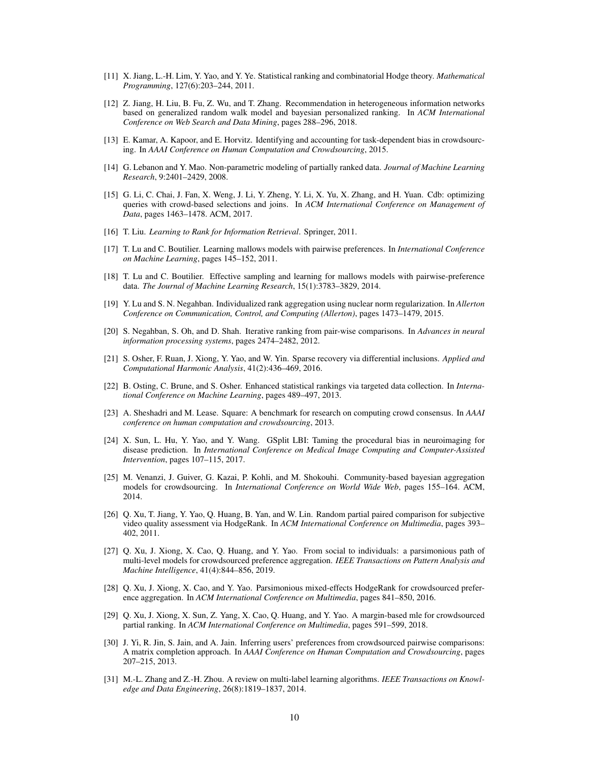[11] X. Jiang, L.-H. Lim, Y. Yao, and Y. Ye. Statistical ranking and combinatorial Hodge theory. *Mathematical Programming*, 127(6):203–244, 2011.

[12] Z. Jiang, H. Liu, B. Fu, Z. Wu, and T. Zhang. Recommendation in heterogeneous information networks based on generalized random walk model and bayesian personalized ranking. In *ACM International Conference on Web Search and Data Mining*, pages 288–296, 2018.

[13] E. Kamar, A. Kapoor, and E. Horvitz. Identifying and accounting for task-dependent bias in crowdsourcing. In *AAAI Conference on Human Computation and Crowdsourcing*, 2015.

[14] G. Lebanon and Y. Mao. Non-parametric modeling of partially ranked data. *Journal of Machine Learning Research*, 9:2401–2429, 2008.

[15] G. Li, C. Chai, J. Fan, X. Weng, J. Li, Y. Zheng, Y. Li, X. Yu, X. Zhang, and H. Yuan. Cdb: optimizing queries with crowd-based selections and joins. In *ACM International Conference on Management of Data*, pages 1463–1478. ACM, 2017.

[16] T. Liu. *Learning to Rank for Information Retrieval*. Springer, 2011.

[17] T. Lu and C. Boutilier. Learning mallows models with pairwise preferences. In *International Conference on Machine Learning*, pages 145–152, 2011.

[18] T. Lu and C. Boutilier. Effective sampling and learning for mallows models with pairwise-preference data. *The Journal of Machine Learning Research*, 15(1):3783–3829, 2014.

[19] Y. Lu and S. N. Negahban. Individualized rank aggregation using nuclear norm regularization. In *Allerton Conference on Communication, Control, and Computing (Allerton)*, pages 1473–1479, 2015.

[20] S. Negahban, S. Oh, and D. Shah. Iterative ranking from pair-wise comparisons. In *Advances in neural information processing systems*, pages 2474–2482, 2012.

[21] S. Osher, F. Ruan, J. Xiong, Y. Yao, and W. Yin. Sparse recovery via differential inclusions. *Applied and Computational Harmonic Analysis*, 41(2):436–469, 2016.

[22] B. Osting, C. Brune, and S. Osher. Enhanced statistical rankings via targeted data collection. In *International Conference on Machine Learning*, pages 489–497, 2013.

[23] A. Sheshadri and M. Lease. Square: A benchmark for research on computing crowd consensus. In *AAAI conference on human computation and crowdsourcing*, 2013.

[24] X. Sun, L. Hu, Y. Yao, and Y. Wang. GSplit LBI: Taming the procedural bias in neuroimaging for disease prediction. In *International Conference on Medical Image Computing and Computer-Assisted Intervention*, pages 107–115, 2017.

[25] M. Venanzi, J. Guiver, G. Kazai, P. Kohli, and M. Shokouhi. Community-based bayesian aggregation models for crowdsourcing. In *International Conference on World Wide Web*, pages 155–164. ACM, 2014.

[26] Q. Xu, T. Jiang, Y. Yao, Q. Huang, B. Yan, and W. Lin. Random partial paired comparison for subjective video quality assessment via HodgeRank. In *ACM International Conference on Multimedia*, pages 393–402, 2011.

[27] Q. Xu, J. Xiong, X. Cao, Q. Huang, and Y. Yao. From social to individuals: a parsimonious path of multi-level models for crowdsourced preference aggregation. *IEEE Transactions on Pattern Analysis and Machine Intelligence*, 41(4):844–856, 2019.

[28] Q. Xu, J. Xiong, X. Cao, and Y. Yao. Parsimonious mixed-effects HodgeRank for crowdsourced preference aggregation. In *ACM International Conference on Multimedia*, pages 841–850, 2016.

[29] Q. Xu, J. Xiong, X. Sun, Z. Yang, X. Cao, Q. Huang, and Y. Yao. A margin-based mle for crowdsourced partial ranking. In *ACM International Conference on Multimedia*, pages 591–599, 2018.

[30] J. Yi, R. Jin, S. Jain, and A. Jain. Inferring users' preferences from crowdsourced pairwise comparisons: A matrix completion approach. In *AAAI Conference on Human Computation and Crowdsourcing*, pages 207–215, 2013.

[31] M.-L. Zhang and Z.-H. Zhou. A review on multi-label learning algorithms. *IEEE Transactions on Knowledge and Data Engineering*, 26(8):1819–1837, 2014.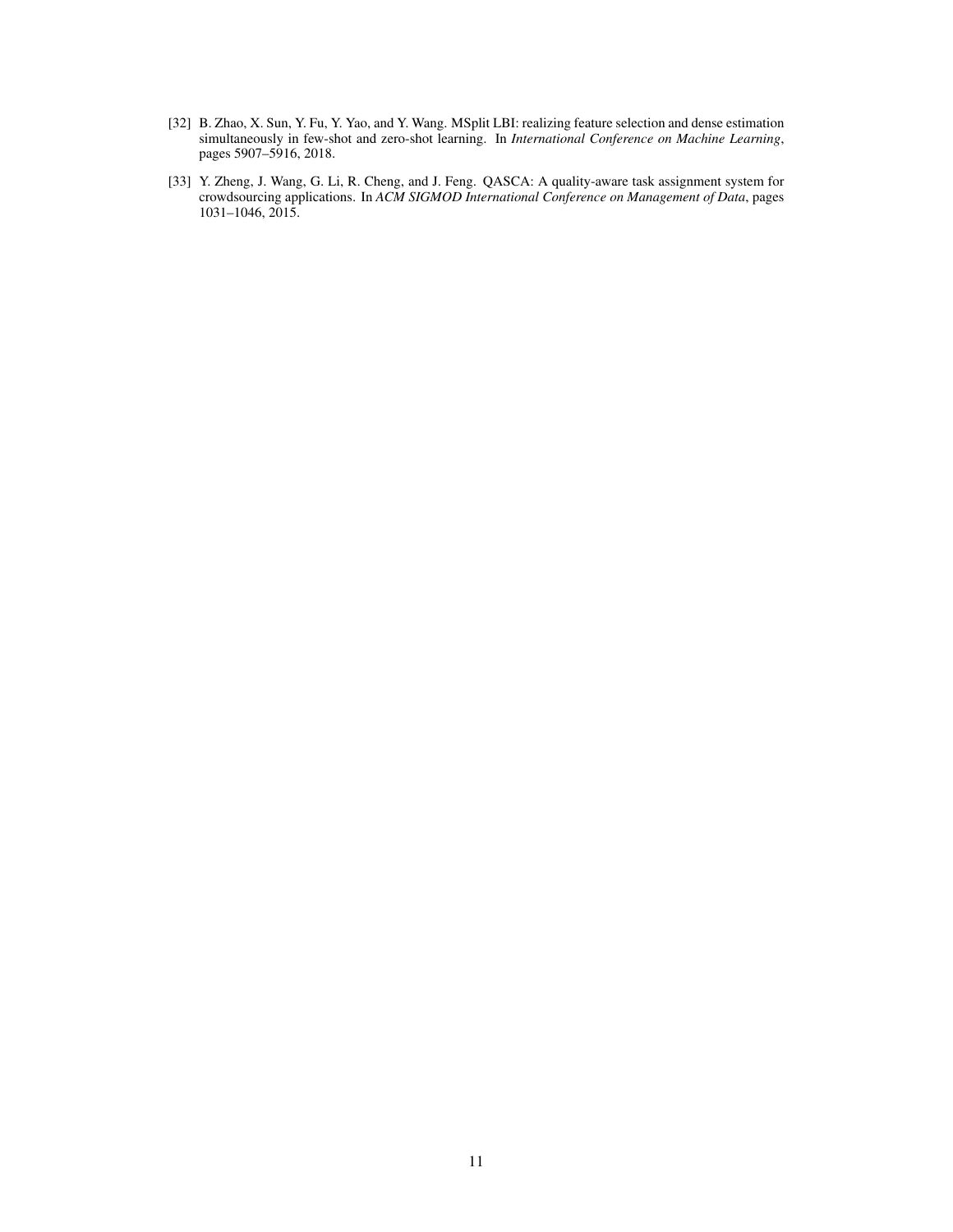[32] B. Zhao, X. Sun, Y. Fu, Y. Yao, and Y. Wang. MSplit LBI: realizing feature selection and dense estimation simultaneously in few-shot and zero-shot learning. In *International Conference on Machine Learning*, pages 5907–5916, 2018.

[33] Y. Zheng, J. Wang, G. Li, R. Cheng, and J. Feng. QASCA: A quality-aware task assignment system for crowdsourcing applications. In *ACM SIGMOD International Conference on Management of Data*, pages 1031–1046, 2015.